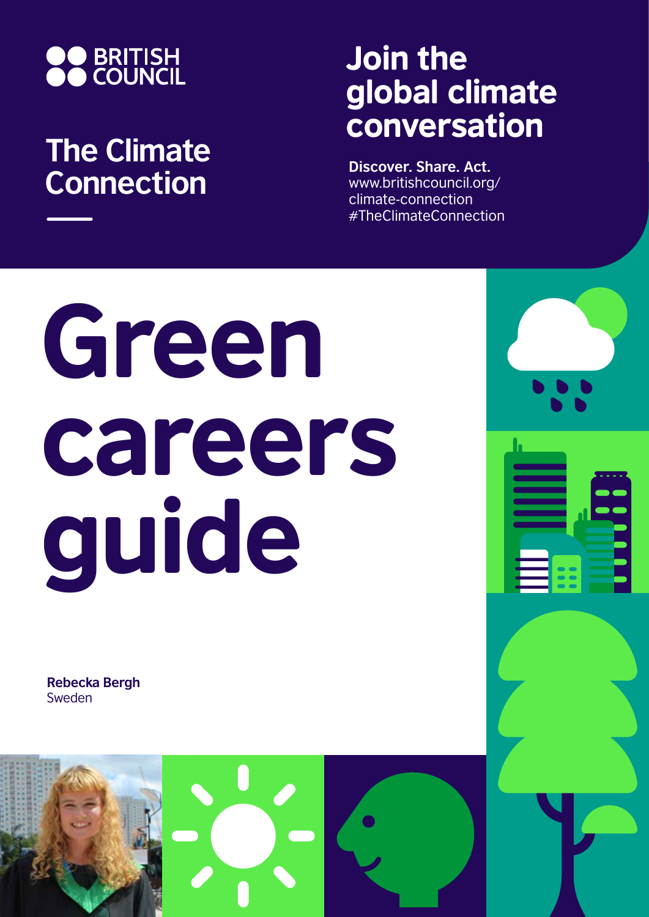BRITISH COUNCIL

The Climate Connection

# Join the global climate conversation

**Discover. Share. Act.**
www.britishcouncil.org/climate-connection
#TheClimateConnection

# Green careers guide

**Rebecka Bergh**
Sweden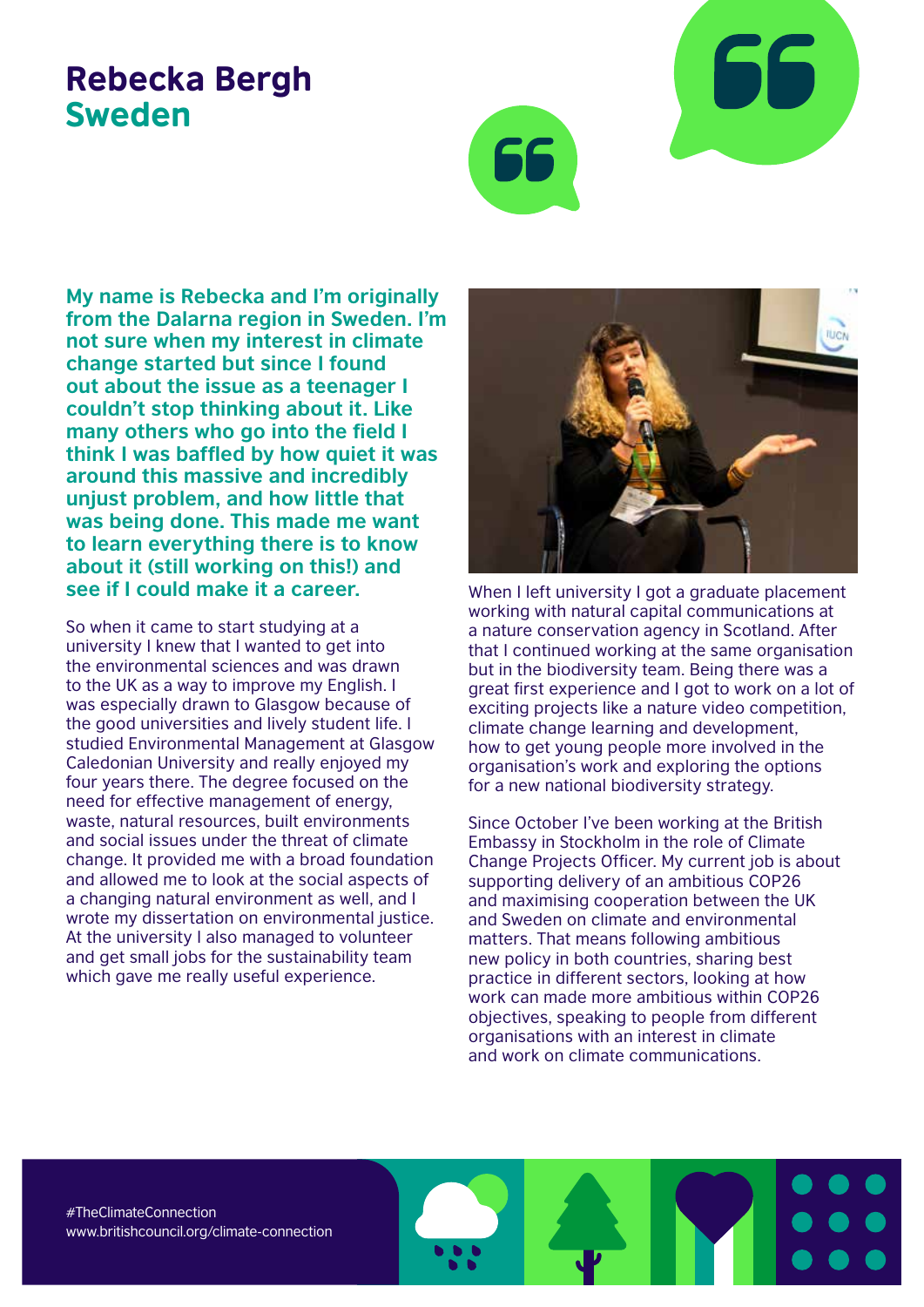# Rebecka Bergh
## Sweden

**My name is Rebecka and I'm originally from the Dalarna region in Sweden. I'm not sure when my interest in climate change started but since I found out about the issue as a teenager I couldn't stop thinking about it. Like many others who go into the field I think I was baffled by how quiet it was around this massive and incredibly unjust problem, and how little that was being done. This made me want to learn everything there is to know about it (still working on this!) and see if I could make it a career.**

So when it came to start studying at a university I knew that I wanted to get into the environmental sciences and was drawn to the UK as a way to improve my English. I was especially drawn to Glasgow because of the good universities and lively student life. I studied Environmental Management at Glasgow Caledonian University and really enjoyed my four years there. The degree focused on the need for effective management of energy, waste, natural resources, built environments and social issues under the threat of climate change. It provided me with a broad foundation and allowed me to look at the social aspects of a changing natural environment as well, and I wrote my dissertation on environmental justice. At the university I also managed to volunteer and get small jobs for the sustainability team which gave me really useful experience.

When I left university I got a graduate placement working with natural capital communications at a nature conservation agency in Scotland. After that I continued working at the same organisation but in the biodiversity team. Being there was a great first experience and I got to work on a lot of exciting projects like a nature video competition, climate change learning and development, how to get young people more involved in the organisation's work and exploring the options for a new national biodiversity strategy.

Since October I've been working at the British Embassy in Stockholm in the role of Climate Change Projects Officer. My current job is about supporting delivery of an ambitious COP26 and maximising cooperation between the UK and Sweden on climate and environmental matters. That means following ambitious new policy in both countries, sharing best practice in different sectors, looking at how work can made more ambitious within COP26 objectives, speaking to people from different organisations with an interest in climate and work on climate communications.

#TheClimateConnection
www.britishcouncil.org/climate-connection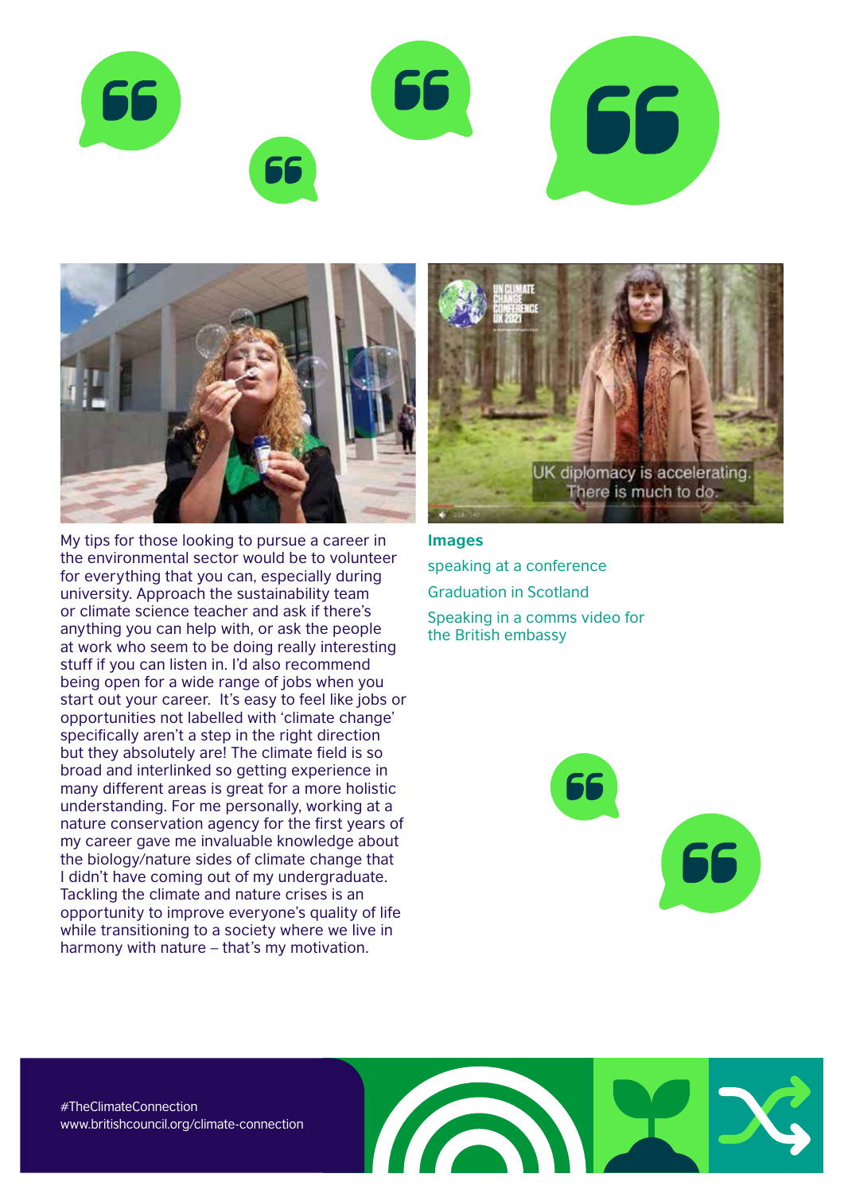My tips for those looking to pursue a career in the environmental sector would be to volunteer for everything that you can, especially during university. Approach the sustainability team or climate science teacher and ask if there's anything you can help with, or ask the people at work who seem to be doing really interesting stuff if you can listen in. I'd also recommend being open for a wide range of jobs when you start out your career. It's easy to feel like jobs or opportunities not labelled with 'climate change' specifically aren't a step in the right direction but they absolutely are! The climate field is so broad and interlinked so getting experience in many different areas is great for a more holistic understanding. For me personally, working at a nature conservation agency for the first years of my career gave me invaluable knowledge about the biology/nature sides of climate change that I didn't have coming out of my undergraduate. Tackling the climate and nature crises is an opportunity to improve everyone's quality of life while transitioning to a society where we live in harmony with nature – that's my motivation.

**Images**

speaking at a conference

Graduation in Scotland

Speaking in a comms video for the British embassy

#TheClimateConnection
www.britishcouncil.org/climate-connection